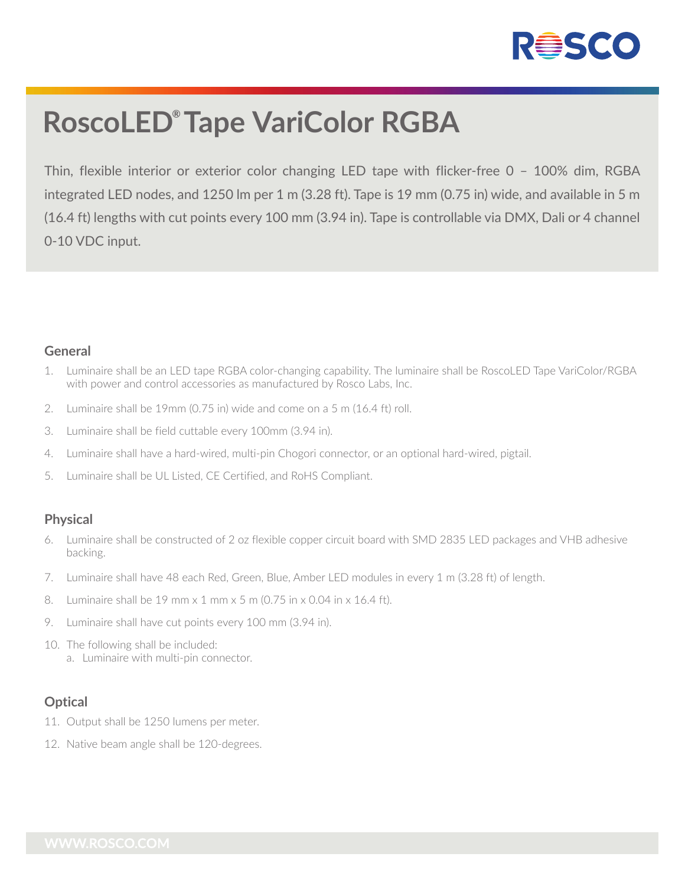# RoscoLED® Tape VariColor RGBA

Thin, flexible interior or exterior color changing LED tape with flicker-free 0 – 100% dim, RGBA integrated LED nodes, and 1250 lm per 1 m (3.28 ft). Tape is 19 mm (0.75 in) wide, and available in 5 m (16.4 ft) lengths with cut points every 100 mm (3.94 in). Tape is controllable via DMX, Dali or 4 channel 0-10 VDC input.

### General

1. Luminaire shall be an LED tape RGBA color-changing capability. The luminaire shall be RoscoLED Tape VariColor/RGBA with power and control accessories as manufactured by Rosco Labs, Inc.
2. Luminaire shall be 19mm (0.75 in) wide and come on a 5 m (16.4 ft) roll.
3. Luminaire shall be field cuttable every 100mm (3.94 in).
4. Luminaire shall have a hard-wired, multi-pin Chogori connector, or an optional hard-wired, pigtail.
5. Luminaire shall be UL Listed, CE Certified, and RoHS Compliant.

### Physical

6. Luminaire shall be constructed of 2 oz flexible copper circuit board with SMD 2835 LED packages and VHB adhesive backing.
7. Luminaire shall have 48 each Red, Green, Blue, Amber LED modules in every 1 m (3.28 ft) of length.
8. Luminaire shall be 19 mm x 1 mm x 5 m (0.75 in x 0.04 in x 16.4 ft).
9. Luminaire shall have cut points every 100 mm (3.94 in).
10. The following shall be included:
    a. Luminaire with multi-pin connector.

### Optical

11. Output shall be 1250 lumens per meter.
12. Native beam angle shall be 120-degrees.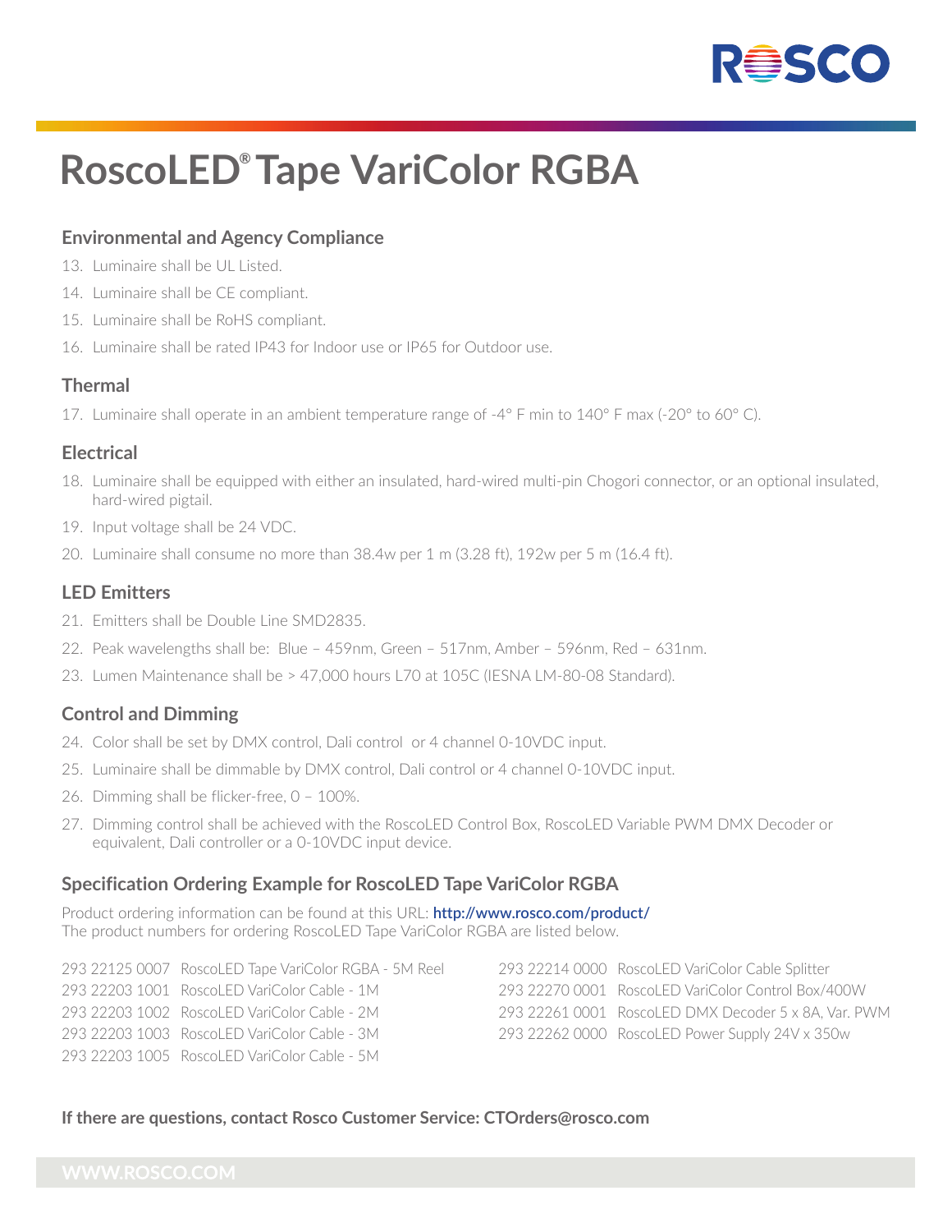# RoscoLED® Tape VariColor RGBA

## Environmental and Agency Compliance

13. Luminaire shall be UL Listed.
14. Luminaire shall be CE compliant.
15. Luminaire shall be RoHS compliant.
16. Luminaire shall be rated IP43 for Indoor use or IP65 for Outdoor use.

## Thermal

17. Luminaire shall operate in an ambient temperature range of -4° F min to 140° F max (-20° to 60° C).

## Electrical

18. Luminaire shall be equipped with either an insulated, hard-wired multi-pin Chogori connector, or an optional insulated, hard-wired pigtail.
19. Input voltage shall be 24 VDC.
20. Luminaire shall consume no more than 38.4w per 1 m (3.28 ft), 192w per 5 m (16.4 ft).

## LED Emitters

21. Emitters shall be Double Line SMD2835.
22. Peak wavelengths shall be: Blue – 459nm, Green – 517nm, Amber – 596nm, Red – 631nm.
23. Lumen Maintenance shall be > 47,000 hours L70 at 105C (IESNA LM-80-08 Standard).

## Control and Dimming

24. Color shall be set by DMX control, Dali control or 4 channel 0-10VDC input.
25. Luminaire shall be dimmable by DMX control, Dali control or 4 channel 0-10VDC input.
26. Dimming shall be flicker-free, 0 – 100%.
27. Dimming control shall be achieved with the RoscoLED Control Box, RoscoLED Variable PWM DMX Decoder or equivalent, Dali controller or a 0-10VDC input device.

## Specification Ordering Example for RoscoLED Tape VariColor RGBA

Product ordering information can be found at this URL: **http://www.rosco.com/product/**
The product numbers for ordering RoscoLED Tape VariColor RGBA are listed below.

293 22125 0007 RoscoLED Tape VariColor RGBA - 5M Reel
293 22203 1001 RoscoLED VariColor Cable - 1M
293 22203 1002 RoscoLED VariColor Cable - 2M
293 22203 1003 RoscoLED VariColor Cable - 3M
293 22203 1005 RoscoLED VariColor Cable - 5M
293 22214 0000 RoscoLED VariColor Cable Splitter
293 22270 0001 RoscoLED VariColor Control Box/400W
293 22261 0001 RoscoLED DMX Decoder 5 x 8A, Var. PWM
293 22262 0000 RoscoLED Power Supply 24V x 350w

**If there are questions, contact Rosco Customer Service: CTOrders@rosco.com**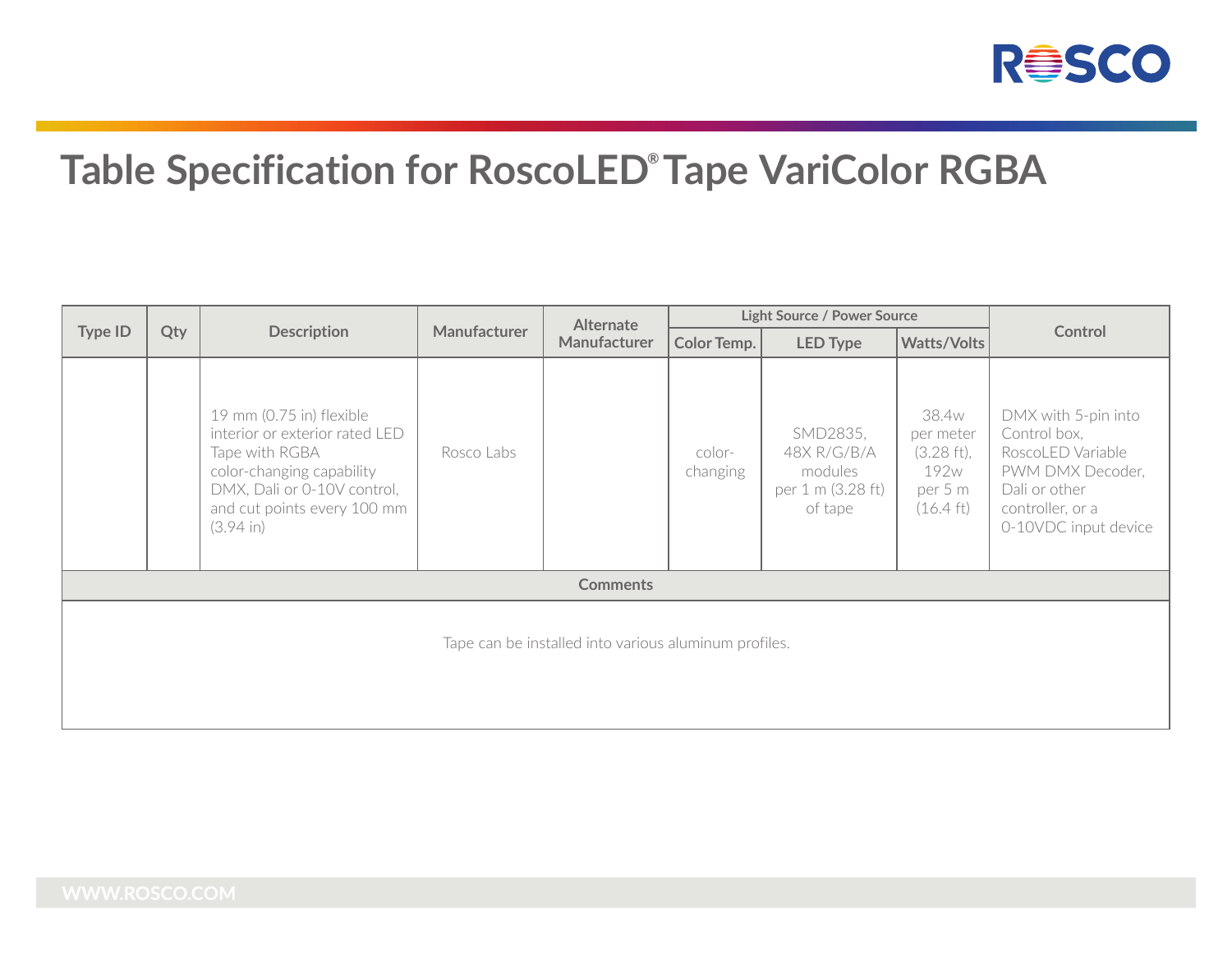# Table Specification for RoscoLED® Tape VariColor RGBA

| Type ID | Qty | Description | Manufacturer | Alternate Manufacturer | Light Source / Power Source | | | Control |
|---|---|---|---|---|---|---|---|---|
| | | | | | Color Temp. | LED Type | Watts/Volts | |
| | | 19 mm (0.75 in) flexible interior or exterior rated LED Tape with RGBA color-changing capability DMX, Dali or 0-10V control, and cut points every 100 mm (3.94 in) | Rosco Labs | | color-changing | SMD2835, 48X R/G/B/A modules per 1 m (3.28 ft) of tape | 38.4w per meter (3.28 ft), 192w per 5 m (16.4 ft) | DMX with 5-pin into Control box, RoscoLED Variable PWM DMX Decoder, Dali or other controller, or a 0-10VDC input device |

**Comments**

Tape can be installed into various aluminum profiles.